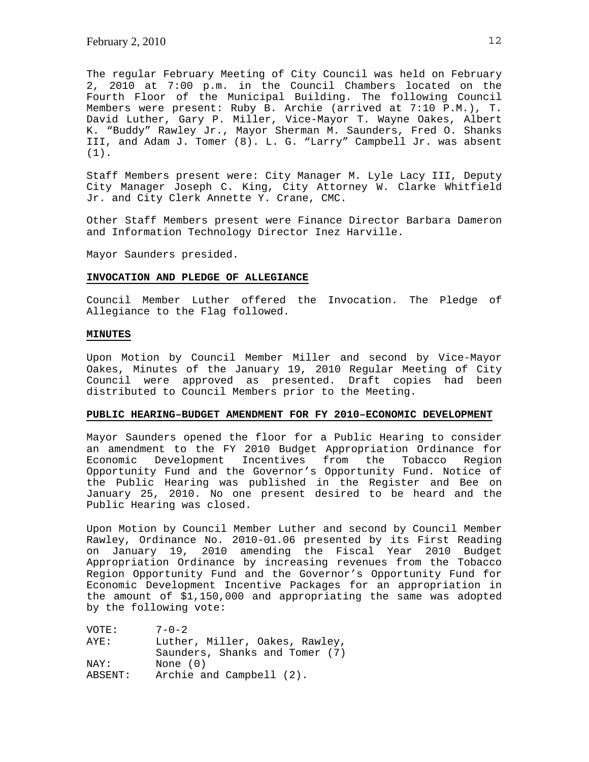The regular February Meeting of City Council was held on February 2, 2010 at 7:00 p.m. in the Council Chambers located on the Fourth Floor of the Municipal Building. The following Council Members were present: Ruby B. Archie (arrived at 7:10 P.M.), T. David Luther, Gary P. Miller, Vice-Mayor T. Wayne Oakes, Albert K. "Buddy" Rawley Jr., Mayor Sherman M. Saunders, Fred O. Shanks III, and Adam J. Tomer (8). L. G. "Larry" Campbell Jr. was absent (1).

Staff Members present were: City Manager M. Lyle Lacy III, Deputy City Manager Joseph C. King, City Attorney W. Clarke Whitfield Jr. and City Clerk Annette Y. Crane, CMC.

Other Staff Members present were Finance Director Barbara Dameron and Information Technology Director Inez Harville.

Mayor Saunders presided.

**INVOCATION AND PLEDGE OF ALLEGIANCE**

Council Member Luther offered the Invocation. The Pledge of Allegiance to the Flag followed.

**MINUTES**

Upon Motion by Council Member Miller and second by Vice-Mayor Oakes, Minutes of the January 19, 2010 Regular Meeting of City Council were approved as presented. Draft copies had been distributed to Council Members prior to the Meeting.

**PUBLIC HEARING–BUDGET AMENDMENT FOR FY 2010–ECONOMIC DEVELOPMENT**

Mayor Saunders opened the floor for a Public Hearing to consider an amendment to the FY 2010 Budget Appropriation Ordinance for Economic Development Incentives from the Tobacco Region Opportunity Fund and the Governor's Opportunity Fund. Notice of the Public Hearing was published in the Register and Bee on January 25, 2010. No one present desired to be heard and the Public Hearing was closed.

Upon Motion by Council Member Luther and second by Council Member Rawley, Ordinance No. 2010-01.06 presented by its First Reading on January 19, 2010 amending the Fiscal Year 2010 Budget Appropriation Ordinance by increasing revenues from the Tobacco Region Opportunity Fund and the Governor's Opportunity Fund for Economic Development Incentive Packages for an appropriation in the amount of $1,150,000 and appropriating the same was adopted by the following vote:

VOTE: 7-0-2
AYE: Luther, Miller, Oakes, Rawley, Saunders, Shanks and Tomer (7)
NAY: None (0)
ABSENT: Archie and Campbell (2).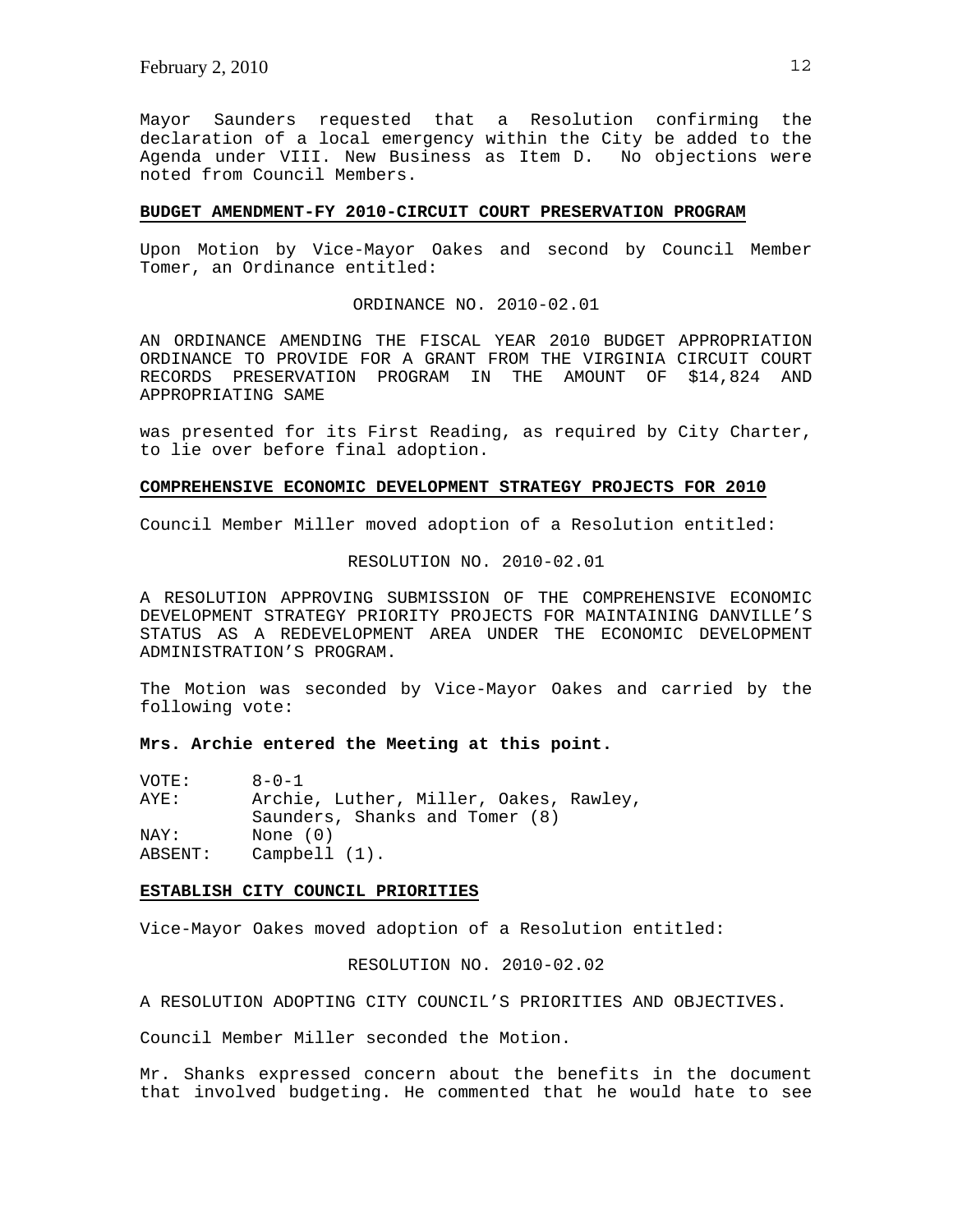Mayor Saunders requested that a Resolution confirming the declaration of a local emergency within the City be added to the Agenda under VIII. New Business as Item D. No objections were noted from Council Members.

**BUDGET AMENDMENT-FY 2010-CIRCUIT COURT PRESERVATION PROGRAM**

Upon Motion by Vice-Mayor Oakes and second by Council Member Tomer, an Ordinance entitled:

ORDINANCE NO. 2010-02.01

AN ORDINANCE AMENDING THE FISCAL YEAR 2010 BUDGET APPROPRIATION ORDINANCE TO PROVIDE FOR A GRANT FROM THE VIRGINIA CIRCUIT COURT RECORDS PRESERVATION PROGRAM IN THE AMOUNT OF $14,824 AND APPROPRIATING SAME

was presented for its First Reading, as required by City Charter, to lie over before final adoption.

**COMPREHENSIVE ECONOMIC DEVELOPMENT STRATEGY PROJECTS FOR 2010**

Council Member Miller moved adoption of a Resolution entitled:

RESOLUTION NO. 2010-02.01

A RESOLUTION APPROVING SUBMISSION OF THE COMPREHENSIVE ECONOMIC DEVELOPMENT STRATEGY PRIORITY PROJECTS FOR MAINTAINING DANVILLE'S STATUS AS A REDEVELOPMENT AREA UNDER THE ECONOMIC DEVELOPMENT ADMINISTRATION'S PROGRAM.

The Motion was seconded by Vice-Mayor Oakes and carried by the following vote:

**Mrs. Archie entered the Meeting at this point.**

VOTE: 8-0-1
AYE: Archie, Luther, Miller, Oakes, Rawley, Saunders, Shanks and Tomer (8)
NAY: None (0)
ABSENT: Campbell (1).

**ESTABLISH CITY COUNCIL PRIORITIES**

Vice-Mayor Oakes moved adoption of a Resolution entitled:

RESOLUTION NO. 2010-02.02

A RESOLUTION ADOPTING CITY COUNCIL'S PRIORITIES AND OBJECTIVES.

Council Member Miller seconded the Motion.

Mr. Shanks expressed concern about the benefits in the document that involved budgeting. He commented that he would hate to see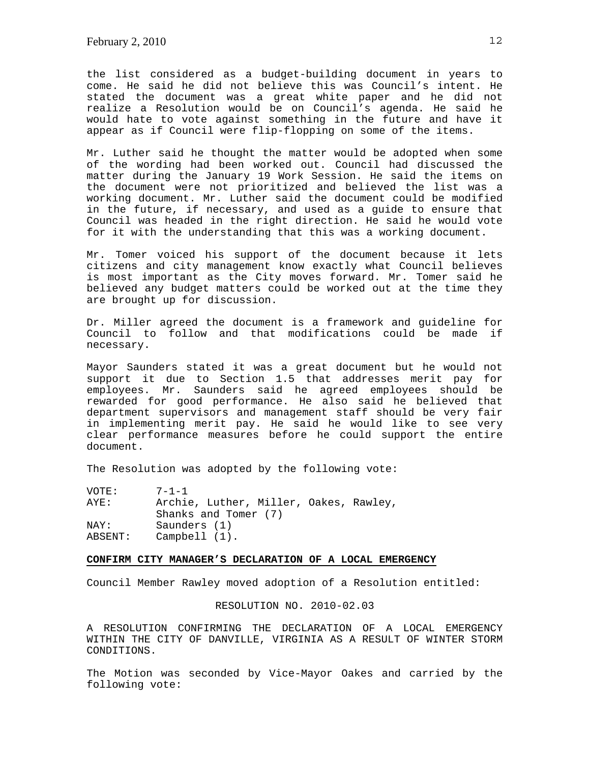the list considered as a budget-building document in years to come. He said he did not believe this was Council's intent. He stated the document was a great white paper and he did not realize a Resolution would be on Council's agenda. He said he would hate to vote against something in the future and have it appear as if Council were flip-flopping on some of the items.

Mr. Luther said he thought the matter would be adopted when some of the wording had been worked out. Council had discussed the matter during the January 19 Work Session. He said the items on the document were not prioritized and believed the list was a working document. Mr. Luther said the document could be modified in the future, if necessary, and used as a guide to ensure that Council was headed in the right direction. He said he would vote for it with the understanding that this was a working document.

Mr. Tomer voiced his support of the document because it lets citizens and city management know exactly what Council believes is most important as the City moves forward. Mr. Tomer said he believed any budget matters could be worked out at the time they are brought up for discussion.

Dr. Miller agreed the document is a framework and guideline for Council to follow and that modifications could be made if necessary.

Mayor Saunders stated it was a great document but he would not support it due to Section 1.5 that addresses merit pay for employees. Mr. Saunders said he agreed employees should be rewarded for good performance. He also said he believed that department supervisors and management staff should be very fair in implementing merit pay. He said he would like to see very clear performance measures before he could support the entire document.

The Resolution was adopted by the following vote:

| | |
|---|---|
| VOTE: | 7-1-1 |
| AYE: | Archie, Luther, Miller, Oakes, Rawley, Shanks and Tomer (7) |
| NAY: | Saunders (1) |
| ABSENT: | Campbell (1). |

**CONFIRM CITY MANAGER'S DECLARATION OF A LOCAL EMERGENCY**

Council Member Rawley moved adoption of a Resolution entitled:

RESOLUTION NO. 2010-02.03

A RESOLUTION CONFIRMING THE DECLARATION OF A LOCAL EMERGENCY WITHIN THE CITY OF DANVILLE, VIRGINIA AS A RESULT OF WINTER STORM CONDITIONS.

The Motion was seconded by Vice-Mayor Oakes and carried by the following vote: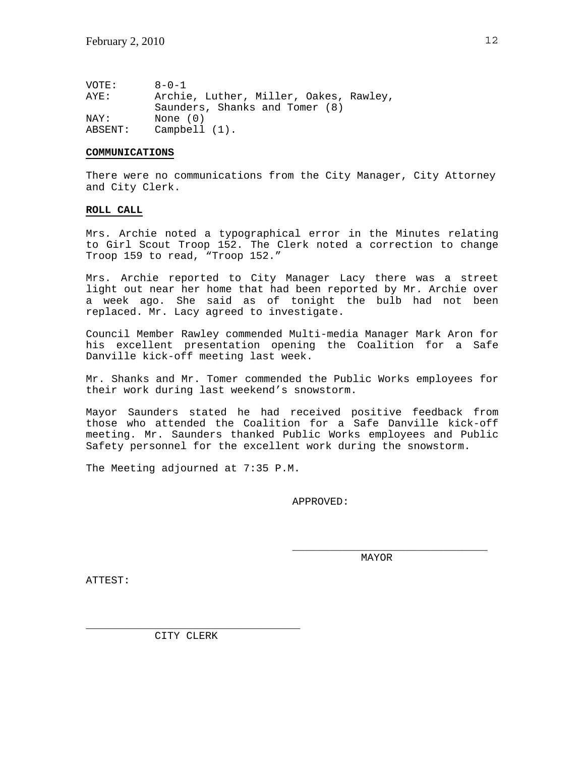VOTE: 8-0-1
AYE: Archie, Luther, Miller, Oakes, Rawley, Saunders, Shanks and Tomer (8)
NAY: None (0)
ABSENT: Campbell (1).

**COMMUNICATIONS**

There were no communications from the City Manager, City Attorney and City Clerk.

**ROLL CALL**

Mrs. Archie noted a typographical error in the Minutes relating to Girl Scout Troop 152. The Clerk noted a correction to change Troop 159 to read, "Troop 152."

Mrs. Archie reported to City Manager Lacy there was a street light out near her home that had been reported by Mr. Archie over a week ago. She said as of tonight the bulb had not been replaced. Mr. Lacy agreed to investigate.

Council Member Rawley commended Multi-media Manager Mark Aron for his excellent presentation opening the Coalition for a Safe Danville kick-off meeting last week.

Mr. Shanks and Mr. Tomer commended the Public Works employees for their work during last weekend's snowstorm.

Mayor Saunders stated he had received positive feedback from those who attended the Coalition for a Safe Danville kick-off meeting. Mr. Saunders thanked Public Works employees and Public Safety personnel for the excellent work during the snowstorm.

The Meeting adjourned at 7:35 P.M.

APPROVED:

\_\_\_\_\_\_\_\_\_\_\_\_\_\_\_\_\_\_\_\_\_\_\_\_\_\_\_\_\_\_
MAYOR

ATTEST:

\_\_\_\_\_\_\_\_\_\_\_\_\_\_\_\_\_\_\_\_\_\_\_\_\_\_\_\_\_\_
CITY CLERK